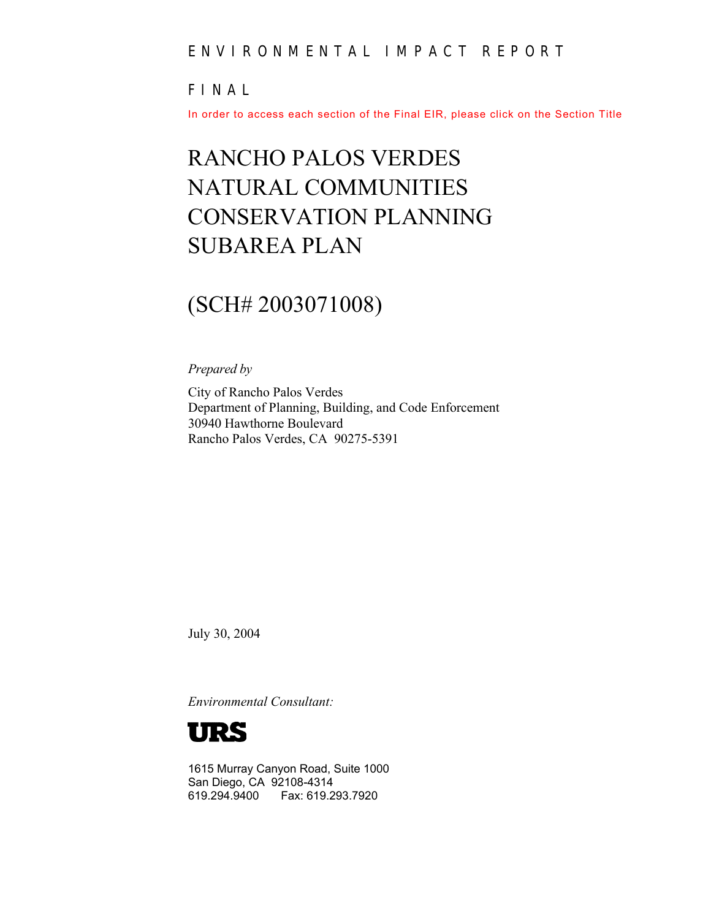ENVIRONMENTAL IMPACT REPORT

FINAL

In order to access each section of the Final EIR, please click on the Section Title

# RANCHO PALOS VERDES NATURAL COMMUNITIES CONSERVATION PLANNING SUBAREA PLAN

## (SCH# 2003071008)

*Prepared by*

City of Rancho Palos Verdes
Department of Planning, Building, and Code Enforcement
30940 Hawthorne Boulevard
Rancho Palos Verdes, CA 90275-5391

July 30, 2004

*Environmental Consultant:*

**URS**

1615 Murray Canyon Road, Suite 1000
San Diego, CA 92108-4314
619.294.9400 Fax: 619.293.7920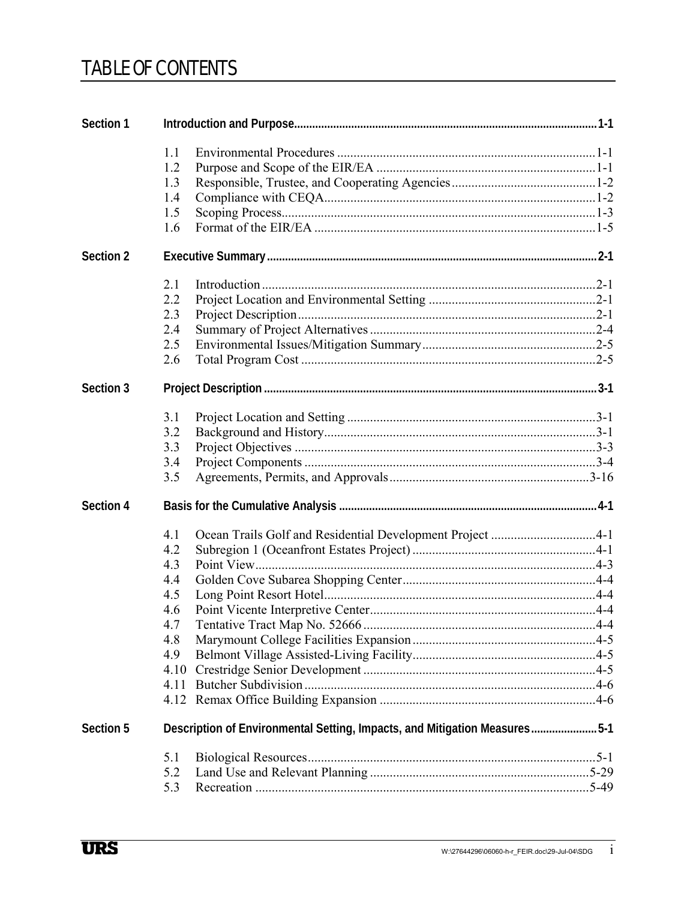# TABLE OF CONTENTS

**Section 1 Introduction and Purpose ... 1-1**

- 1.1 Environmental Procedures ... 1-1
- 1.2 Purpose and Scope of the EIR/EA ... 1-1
- 1.3 Responsible, Trustee, and Cooperating Agencies ... 1-2
- 1.4 Compliance with CEQA ... 1-2
- 1.5 Scoping Process ... 1-3
- 1.6 Format of the EIR/EA ... 1-5

**Section 2 Executive Summary ... 2-1**

- 2.1 Introduction ... 2-1
- 2.2 Project Location and Environmental Setting ... 2-1
- 2.3 Project Description ... 2-1
- 2.4 Summary of Project Alternatives ... 2-4
- 2.5 Environmental Issues/Mitigation Summary ... 2-5
- 2.6 Total Program Cost ... 2-5

**Section 3 Project Description ... 3-1**

- 3.1 Project Location and Setting ... 3-1
- 3.2 Background and History ... 3-1
- 3.3 Project Objectives ... 3-3
- 3.4 Project Components ... 3-4
- 3.5 Agreements, Permits, and Approvals ... 3-16

**Section 4 Basis for the Cumulative Analysis ... 4-1**

- 4.1 Ocean Trails Golf and Residential Development Project ... 4-1
- 4.2 Subregion 1 (Oceanfront Estates Project) ... 4-1
- 4.3 Point View ... 4-3
- 4.4 Golden Cove Subarea Shopping Center ... 4-4
- 4.5 Long Point Resort Hotel ... 4-4
- 4.6 Point Vicente Interpretive Center ... 4-4
- 4.7 Tentative Tract Map No. 52666 ... 4-4
- 4.8 Marymount College Facilities Expansion ... 4-5
- 4.9 Belmont Village Assisted-Living Facility ... 4-5
- 4.10 Crestridge Senior Development ... 4-5
- 4.11 Butcher Subdivision ... 4-6
- 4.12 Remax Office Building Expansion ... 4-6

**Section 5 Description of Environmental Setting, Impacts, and Mitigation Measures ... 5-1**

- 5.1 Biological Resources ... 5-1
- 5.2 Land Use and Relevant Planning ... 5-29
- 5.3 Recreation ... 5-49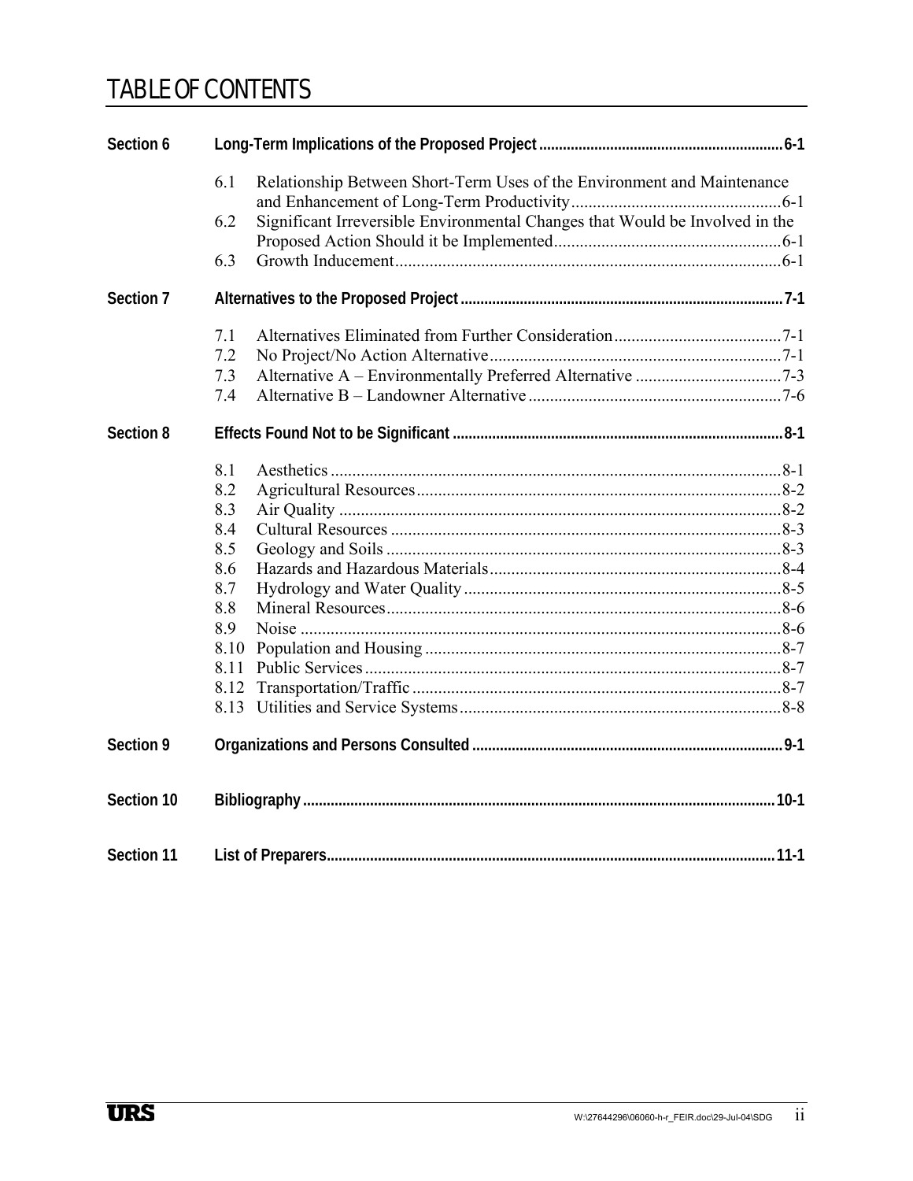# TABLE OF CONTENTS

**Section 6 Long-Term Implications of the Proposed Project** ........ 6-1

- 6.1 Relationship Between Short-Term Uses of the Environment and Maintenance and Enhancement of Long-Term Productivity ........ 6-1
- 6.2 Significant Irreversible Environmental Changes that Would be Involved in the Proposed Action Should it be Implemented ........ 6-1
- 6.3 Growth Inducement ........ 6-1

**Section 7 Alternatives to the Proposed Project** ........ 7-1

- 7.1 Alternatives Eliminated from Further Consideration ........ 7-1
- 7.2 No Project/No Action Alternative ........ 7-1
- 7.3 Alternative A – Environmentally Preferred Alternative ........ 7-3
- 7.4 Alternative B – Landowner Alternative ........ 7-6

**Section 8 Effects Found Not to be Significant** ........ 8-1

- 8.1 Aesthetics ........ 8-1
- 8.2 Agricultural Resources ........ 8-2
- 8.3 Air Quality ........ 8-2
- 8.4 Cultural Resources ........ 8-3
- 8.5 Geology and Soils ........ 8-3
- 8.6 Hazards and Hazardous Materials ........ 8-4
- 8.7 Hydrology and Water Quality ........ 8-5
- 8.8 Mineral Resources ........ 8-6
- 8.9 Noise ........ 8-6
- 8.10 Population and Housing ........ 8-7
- 8.11 Public Services ........ 8-7
- 8.12 Transportation/Traffic ........ 8-7
- 8.13 Utilities and Service Systems ........ 8-8

**Section 9 Organizations and Persons Consulted** ........ 9-1

**Section 10 Bibliography** ........ 10-1

**Section 11 List of Preparers** ........ 11-1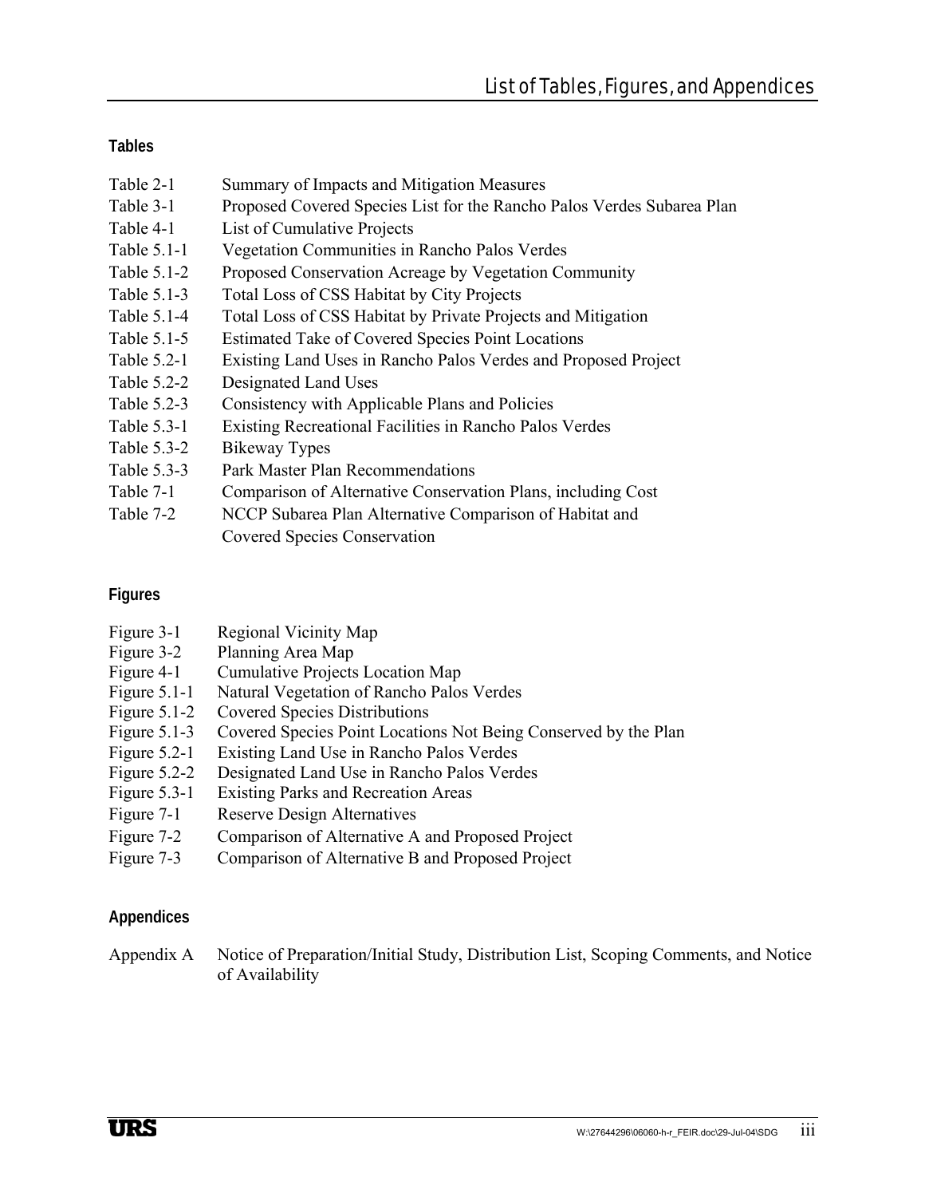### Tables

| | |
|---|---|
| Table 2-1 | Summary of Impacts and Mitigation Measures |
| Table 3-1 | Proposed Covered Species List for the Rancho Palos Verdes Subarea Plan |
| Table 4-1 | List of Cumulative Projects |
| Table 5.1-1 | Vegetation Communities in Rancho Palos Verdes |
| Table 5.1-2 | Proposed Conservation Acreage by Vegetation Community |
| Table 5.1-3 | Total Loss of CSS Habitat by City Projects |
| Table 5.1-4 | Total Loss of CSS Habitat by Private Projects and Mitigation |
| Table 5.1-5 | Estimated Take of Covered Species Point Locations |
| Table 5.2-1 | Existing Land Uses in Rancho Palos Verdes and Proposed Project |
| Table 5.2-2 | Designated Land Uses |
| Table 5.2-3 | Consistency with Applicable Plans and Policies |
| Table 5.3-1 | Existing Recreational Facilities in Rancho Palos Verdes |
| Table 5.3-2 | Bikeway Types |
| Table 5.3-3 | Park Master Plan Recommendations |
| Table 7-1 | Comparison of Alternative Conservation Plans, including Cost |
| Table 7-2 | NCCP Subarea Plan Alternative Comparison of Habitat and Covered Species Conservation |

### Figures

| | |
|---|---|
| Figure 3-1 | Regional Vicinity Map |
| Figure 3-2 | Planning Area Map |
| Figure 4-1 | Cumulative Projects Location Map |
| Figure 5.1-1 | Natural Vegetation of Rancho Palos Verdes |
| Figure 5.1-2 | Covered Species Distributions |
| Figure 5.1-3 | Covered Species Point Locations Not Being Conserved by the Plan |
| Figure 5.2-1 | Existing Land Use in Rancho Palos Verdes |
| Figure 5.2-2 | Designated Land Use in Rancho Palos Verdes |
| Figure 5.3-1 | Existing Parks and Recreation Areas |
| Figure 7-1 | Reserve Design Alternatives |
| Figure 7-2 | Comparison of Alternative A and Proposed Project |
| Figure 7-3 | Comparison of Alternative B and Proposed Project |

### Appendices

| | |
|---|---|
| Appendix A | Notice of Preparation/Initial Study, Distribution List, Scoping Comments, and Notice of Availability |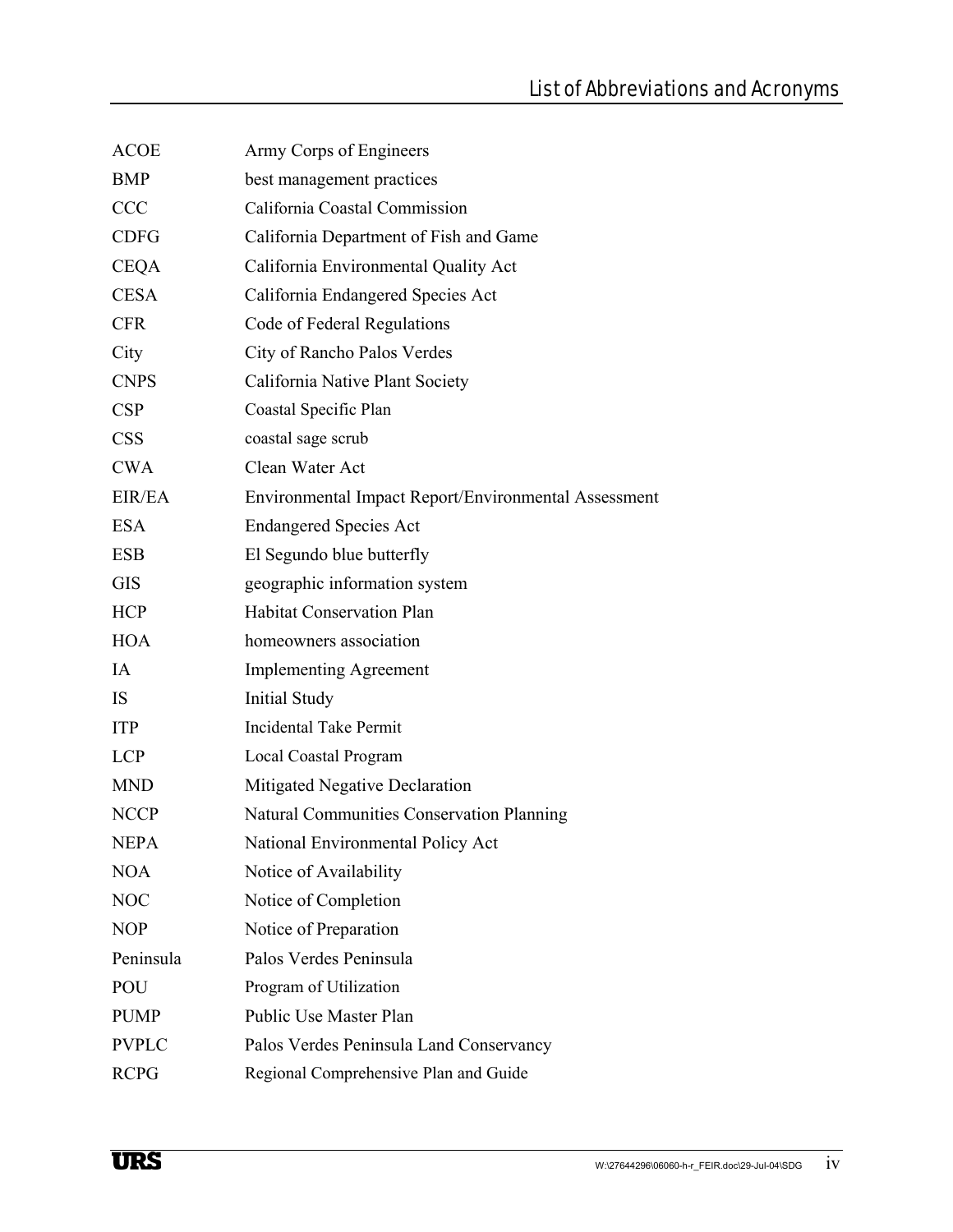# List of Abbreviations and Acronyms

| | |
|---|---|
| ACOE | Army Corps of Engineers |
| BMP | best management practices |
| CCC | California Coastal Commission |
| CDFG | California Department of Fish and Game |
| CEQA | California Environmental Quality Act |
| CESA | California Endangered Species Act |
| CFR | Code of Federal Regulations |
| City | City of Rancho Palos Verdes |
| CNPS | California Native Plant Society |
| CSP | Coastal Specific Plan |
| CSS | coastal sage scrub |
| CWA | Clean Water Act |
| EIR/EA | Environmental Impact Report/Environmental Assessment |
| ESA | Endangered Species Act |
| ESB | El Segundo blue butterfly |
| GIS | geographic information system |
| HCP | Habitat Conservation Plan |
| HOA | homeowners association |
| IA | Implementing Agreement |
| IS | Initial Study |
| ITP | Incidental Take Permit |
| LCP | Local Coastal Program |
| MND | Mitigated Negative Declaration |
| NCCP | Natural Communities Conservation Planning |
| NEPA | National Environmental Policy Act |
| NOA | Notice of Availability |
| NOC | Notice of Completion |
| NOP | Notice of Preparation |
| Peninsula | Palos Verdes Peninsula |
| POU | Program of Utilization |
| PUMP | Public Use Master Plan |
| PVPLC | Palos Verdes Peninsula Land Conservancy |
| RCPG | Regional Comprehensive Plan and Guide |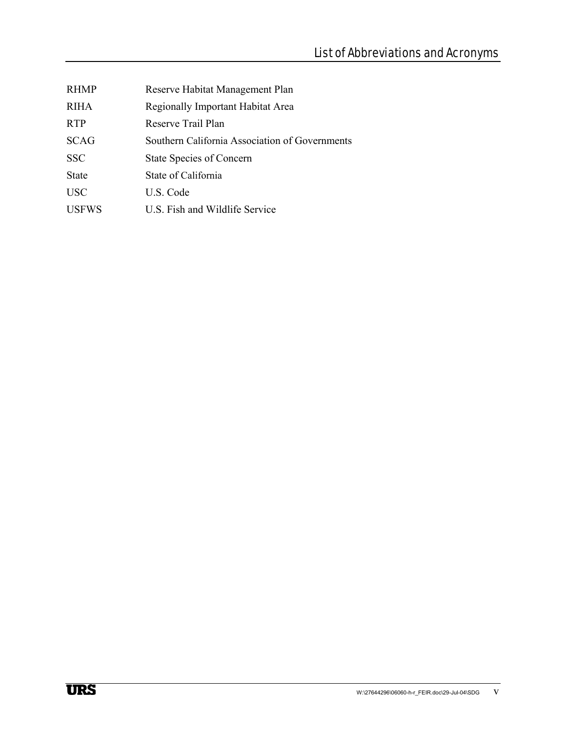| | |
|---|---|
| RHMP | Reserve Habitat Management Plan |
| RIHA | Regionally Important Habitat Area |
| RTP | Reserve Trail Plan |
| SCAG | Southern California Association of Governments |
| SSC | State Species of Concern |
| State | State of California |
| USC | U.S. Code |
| USFWS | U.S. Fish and Wildlife Service |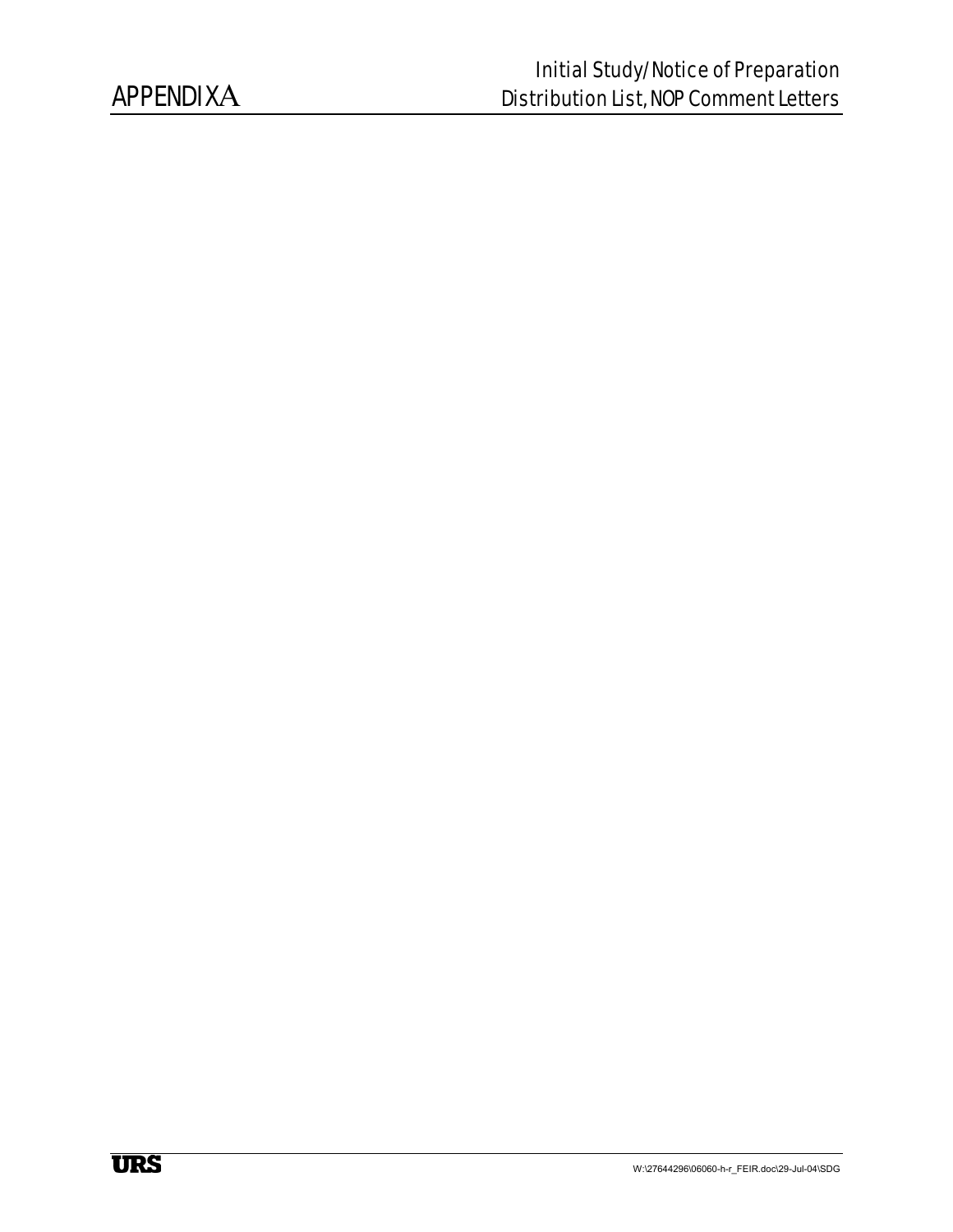# APPENDIX A

## Initial Study/Notice of Preparation Distribution List, NOP Comment Letters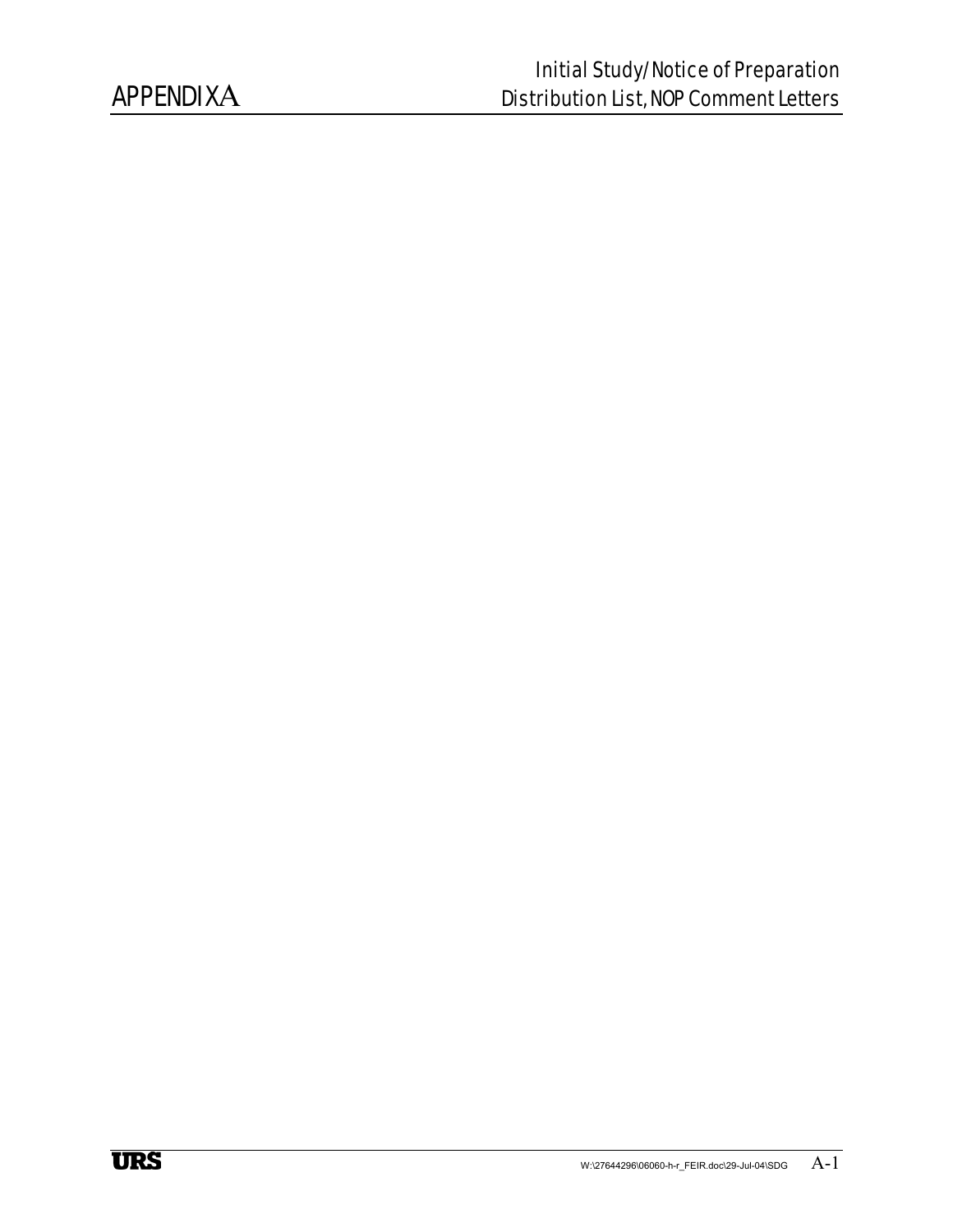# APPENDIX A

## Initial Study/Notice of Preparation Distribution List, NOP Comment Letters